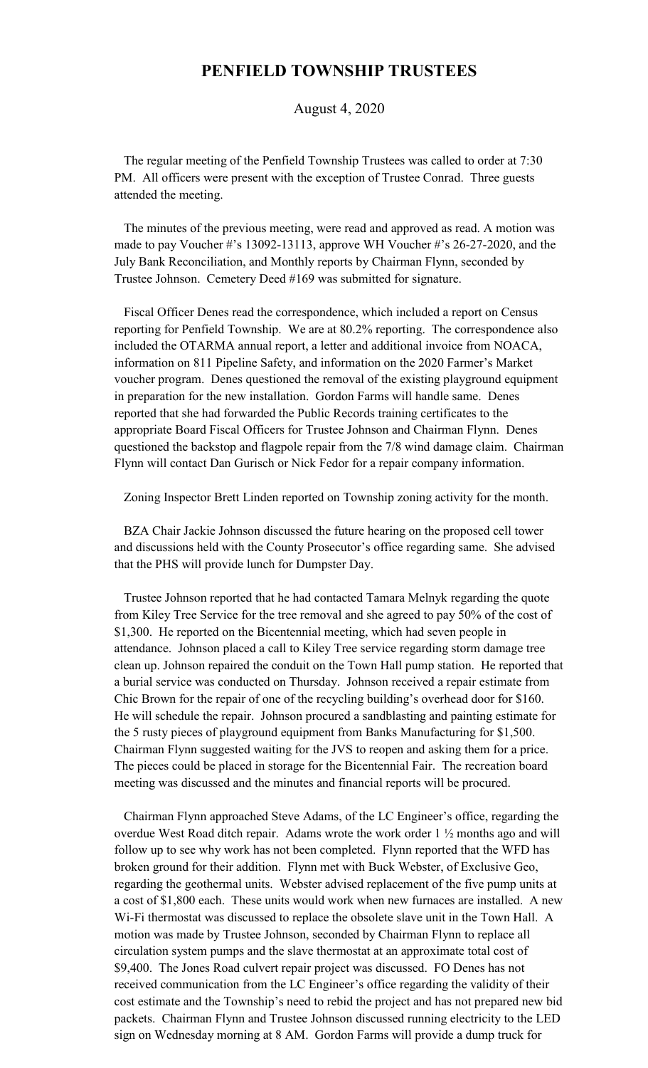# PENFIELD TOWNSHIP TRUSTEES

August 4, 2020

The regular meeting of the Penfield Township Trustees was called to order at 7:30 PM. All officers were present with the exception of Trustee Conrad. Three guests attended the meeting.

The minutes of the previous meeting, were read and approved as read. A motion was made to pay Voucher #'s 13092-13113, approve WH Voucher #'s 26-27-2020, and the July Bank Reconciliation, and Monthly reports by Chairman Flynn, seconded by Trustee Johnson. Cemetery Deed #169 was submitted for signature.

Fiscal Officer Denes read the correspondence, which included a report on Census reporting for Penfield Township. We are at 80.2% reporting. The correspondence also included the OTARMA annual report, a letter and additional invoice from NOACA, information on 811 Pipeline Safety, and information on the 2020 Farmer's Market voucher program. Denes questioned the removal of the existing playground equipment in preparation for the new installation. Gordon Farms will handle same. Denes reported that she had forwarded the Public Records training certificates to the appropriate Board Fiscal Officers for Trustee Johnson and Chairman Flynn. Denes questioned the backstop and flagpole repair from the 7/8 wind damage claim. Chairman Flynn will contact Dan Gurisch or Nick Fedor for a repair company information.

Zoning Inspector Brett Linden reported on Township zoning activity for the month.

BZA Chair Jackie Johnson discussed the future hearing on the proposed cell tower and discussions held with the County Prosecutor's office regarding same. She advised that the PHS will provide lunch for Dumpster Day.

Trustee Johnson reported that he had contacted Tamara Melnyk regarding the quote from Kiley Tree Service for the tree removal and she agreed to pay 50% of the cost of $1,300. He reported on the Bicentennial meeting, which had seven people in attendance. Johnson placed a call to Kiley Tree service regarding storm damage tree clean up. Johnson repaired the conduit on the Town Hall pump station. He reported that a burial service was conducted on Thursday. Johnson received a repair estimate from Chic Brown for the repair of one of the recycling building's overhead door for $160. He will schedule the repair. Johnson procured a sandblasting and painting estimate for the 5 rusty pieces of playground equipment from Banks Manufacturing for $1,500. Chairman Flynn suggested waiting for the JVS to reopen and asking them for a price. The pieces could be placed in storage for the Bicentennial Fair. The recreation board meeting was discussed and the minutes and financial reports will be procured.

Chairman Flynn approached Steve Adams, of the LC Engineer's office, regarding the overdue West Road ditch repair. Adams wrote the work order 1 ½ months ago and will follow up to see why work has not been completed. Flynn reported that the WFD has broken ground for their addition. Flynn met with Buck Webster, of Exclusive Geo, regarding the geothermal units. Webster advised replacement of the five pump units at a cost of $1,800 each. These units would work when new furnaces are installed. A new Wi-Fi thermostat was discussed to replace the obsolete slave unit in the Town Hall. A motion was made by Trustee Johnson, seconded by Chairman Flynn to replace all circulation system pumps and the slave thermostat at an approximate total cost of $9,400. The Jones Road culvert repair project was discussed. FO Denes has not received communication from the LC Engineer's office regarding the validity of their cost estimate and the Township's need to rebid the project and has not prepared new bid packets. Chairman Flynn and Trustee Johnson discussed running electricity to the LED sign on Wednesday morning at 8 AM. Gordon Farms will provide a dump truck for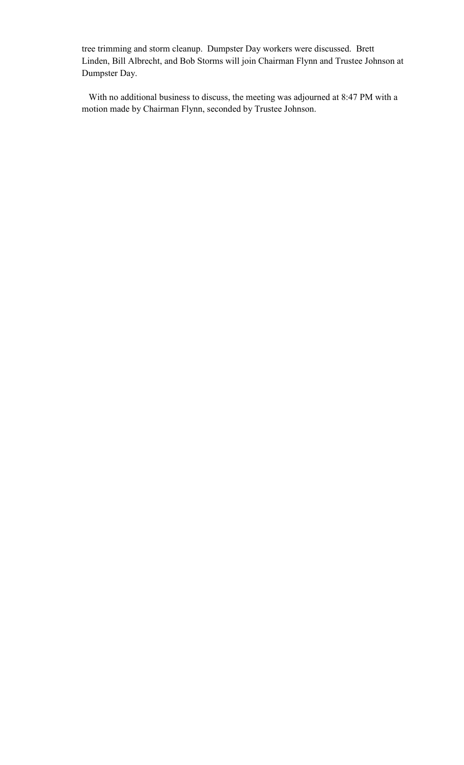tree trimming and storm cleanup. Dumpster Day workers were discussed. Brett Linden, Bill Albrecht, and Bob Storms will join Chairman Flynn and Trustee Johnson at Dumpster Day.

With no additional business to discuss, the meeting was adjourned at 8:47 PM with a motion made by Chairman Flynn, seconded by Trustee Johnson.